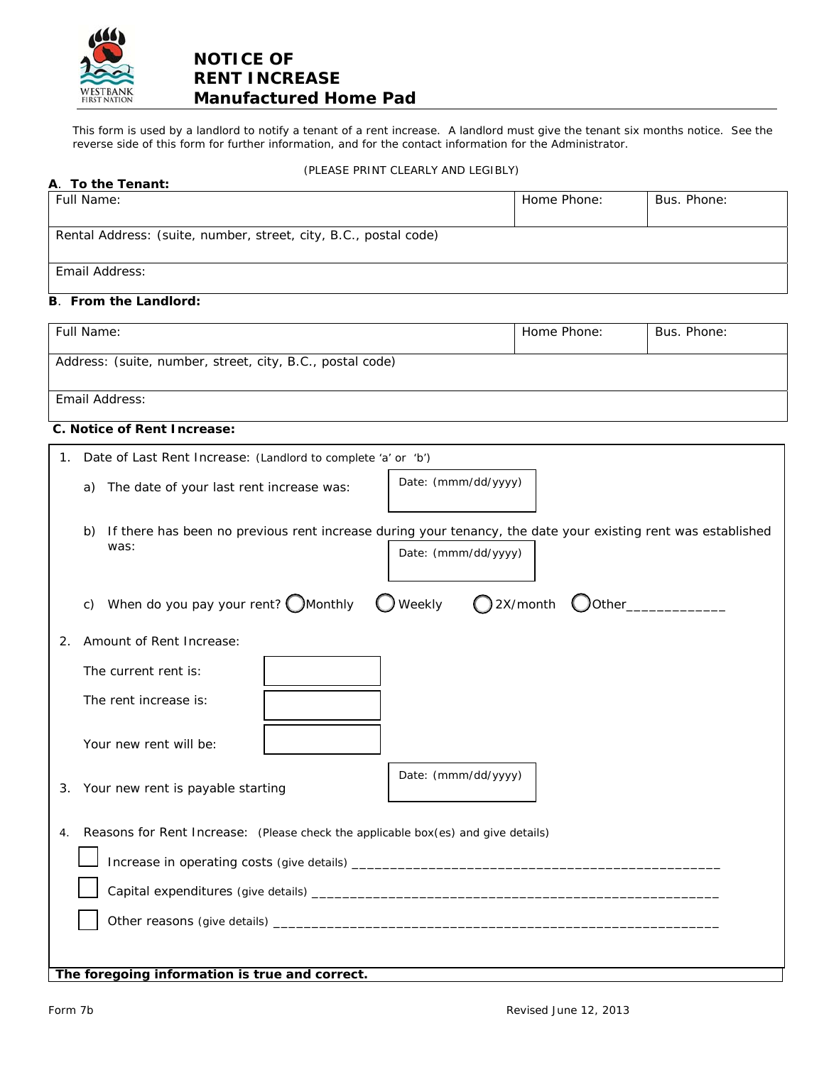WESTBANK FIRST NATION

# NOTICE OF RENT INCREASE Manufactured Home Pad

This form is used by a landlord to notify a tenant of a rent increase. A landlord must give the tenant six months notice. See the reverse side of this form for further information, and for the contact information for the Administrator.

(PLEASE PRINT CLEARLY AND LEGIBLY)

### A. To the Tenant:

| Full Name: | Home Phone: | Bus. Phone: |
|---|---|---|
| Rental Address: (suite, number, street, city, B.C., postal code) | | |
| Email Address: | | |

### B. From the Landlord:

| Full Name: | Home Phone: | Bus. Phone: |
|---|---|---|
| Address: (suite, number, street, city, B.C., postal code) | | |
| Email Address: | | |

### C. Notice of Rent Increase:

1. Date of Last Rent Increase: (Landlord to complete 'a' or 'b')

   a) The date of your last rent increase was: Date: (mmm/dd/yyyy)

   b) If there has been no previous rent increase during your tenancy, the date your existing rent was established was: Date: (mmm/dd/yyyy)

   c) When do you pay your rent? ◯ Monthly ◯ Weekly ◯ 2X/month ◯ Other_____________

2. Amount of Rent Increase:

   The current rent is: ____________

   The rent increase is: ____________

   Your new rent will be: ____________

3. Your new rent is payable starting Date: (mmm/dd/yyyy)

4. Reasons for Rent Increase: (Please check the applicable box(es) and give details)

   ☐ Increase in operating costs (give details) ________________________________________________

   ☐ Capital expenditures (give details) ____________________________________________________

   ☐ Other reasons (give details) _________________________________________________________

**The foregoing information is true and correct.**

Form 7b Revised June 12, 2013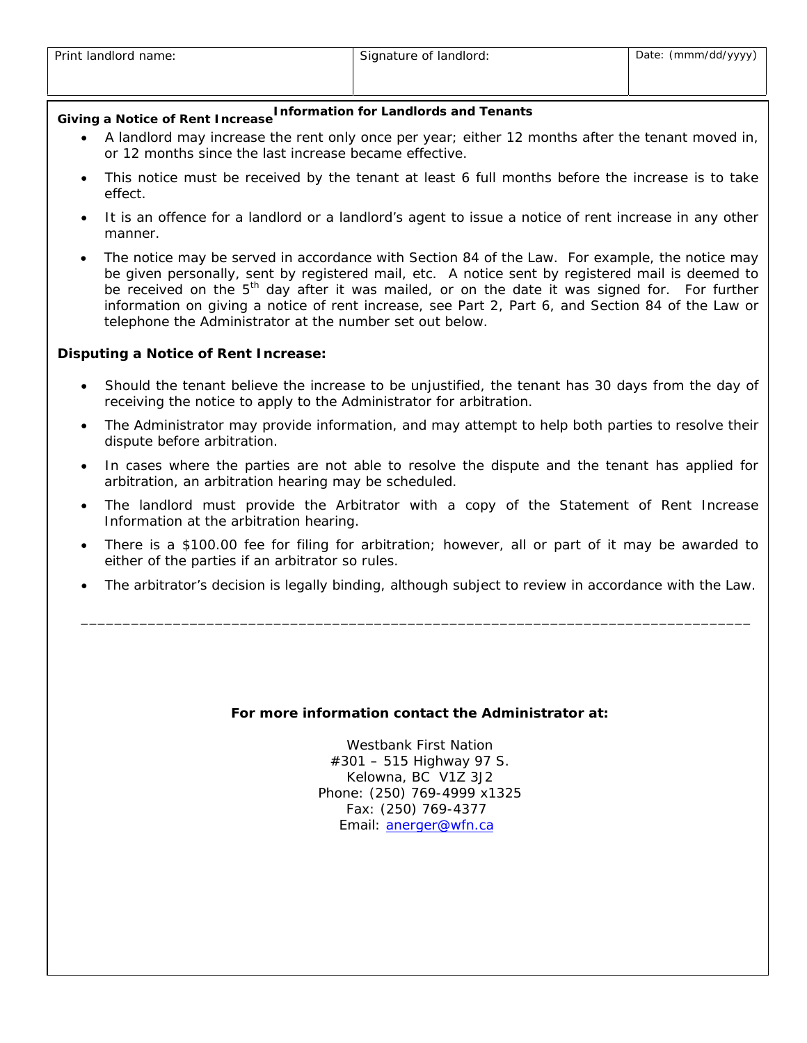| Print landlord name: | Signature of landlord: | Date: (mmm/dd/yyyy) |
| --- | --- | --- |
| | | |

## Information for Landlords and Tenants

**Giving a Notice of Rent Increase**

- A landlord may increase the rent only once per year; either 12 months after the tenant moved in, or 12 months since the last increase became effective.
- This notice must be received by the tenant at least 6 full months before the increase is to take effect.
- It is an offence for a landlord or a landlord's agent to issue a notice of rent increase in any other manner.
- The notice may be served in accordance with Section 84 of the Law. For example, the notice may be given personally, sent by registered mail, etc. A notice sent by registered mail is deemed to be received on the 5th day after it was mailed, or on the date it was signed for. For further information on giving a notice of rent increase, see Part 2, Part 6, and Section 84 of the Law or telephone the Administrator at the number set out below.

**Disputing a Notice of Rent Increase:**

- Should the tenant believe the increase to be unjustified, the tenant has 30 days from the day of receiving the notice to apply to the Administrator for arbitration.
- The Administrator may provide information, and may attempt to help both parties to resolve their dispute before arbitration.
- In cases where the parties are not able to resolve the dispute and the tenant has applied for arbitration, an arbitration hearing may be scheduled.
- The landlord must provide the Arbitrator with a copy of the Statement of Rent Increase Information at the arbitration hearing.
- There is a $100.00 fee for filing for arbitration; however, all or part of it may be awarded to either of the parties if an arbitrator so rules.
- The arbitrator's decision is legally binding, although subject to review in accordance with the Law.

---

**For more information contact the Administrator at:**

Westbank First Nation
#301 – 515 Highway 97 S.
Kelowna, BC V1Z 3J2
Phone: (250) 769-4999 x1325
Fax: (250) 769-4377
Email: anerger@wfn.ca